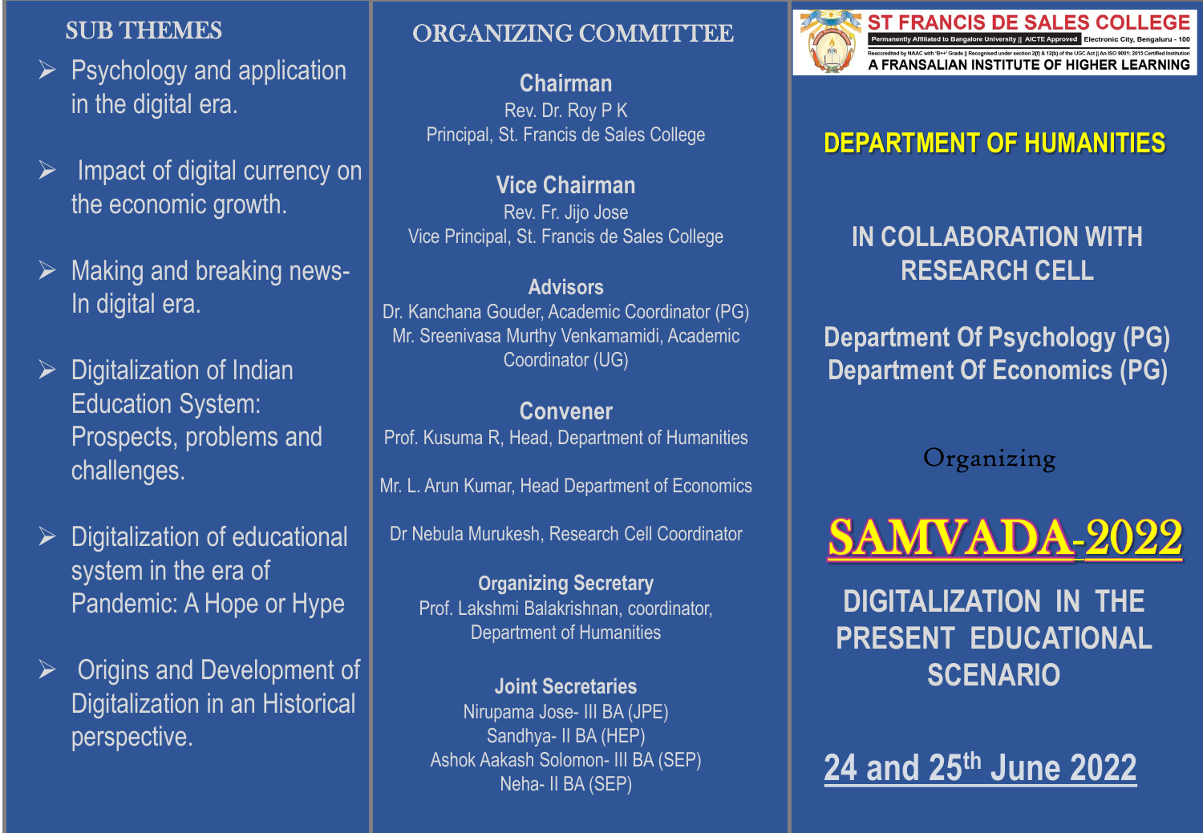## SUB THEMES

- Psychology and application in the digital era.
- Impact of digital currency on the economic growth.
- Making and breaking news- In digital era.
- Digitalization of Indian Education System: Prospects, problems and challenges.
- Digitalization of educational system in the era of Pandemic: A Hope or Hype
- Origins and Development of Digitalization in an Historical perspective.

## ORGANIZING COMMITTEE

**Chairman**
Rev. Dr. Roy P K
Principal, St. Francis de Sales College

**Vice Chairman**
Rev. Fr. Jijo Jose
Vice Principal, St. Francis de Sales College

**Advisors**
Dr. Kanchana Gouder, Academic Coordinator (PG)
Mr. Sreenivasa Murthy Venkamamidi, Academic Coordinator (UG)

**Convener**
Prof. Kusuma R, Head, Department of Humanities

Mr. L. Arun Kumar, Head Department of Economics

Dr Nebula Murukesh, Research Cell Coordinator

**Organizing Secretary**
Prof. Lakshmi Balakrishnan, coordinator, Department of Humanities

**Joint Secretaries**
Nirupama Jose- III BA (JPE)
Sandhya- II BA (HEP)
Ashok Aakash Solomon- III BA (SEP)
Neha- II BA (SEP)

# ST FRANCIS DE SALES COLLEGE

Permanently Affiliated to Bangalore University || AICTE Approved Electronic City, Bengaluru - 100

Reaccredited by NAAC with 'B++' Grade || Recognised under section 2(f) & 12(b) of the UGC Act || An ISO 9001: 2015 Certified Institution

A FRANSALIAN INSTITUTE OF HIGHER LEARNING

## DEPARTMENT OF HUMANITIES

IN COLLABORATION WITH RESEARCH CELL

Department Of Psychology (PG)
Department Of Economics (PG)

Organizing

# SAMVADA-2022

## DIGITALIZATION IN THE PRESENT EDUCATIONAL SCENARIO

**24 and 25th June 2022**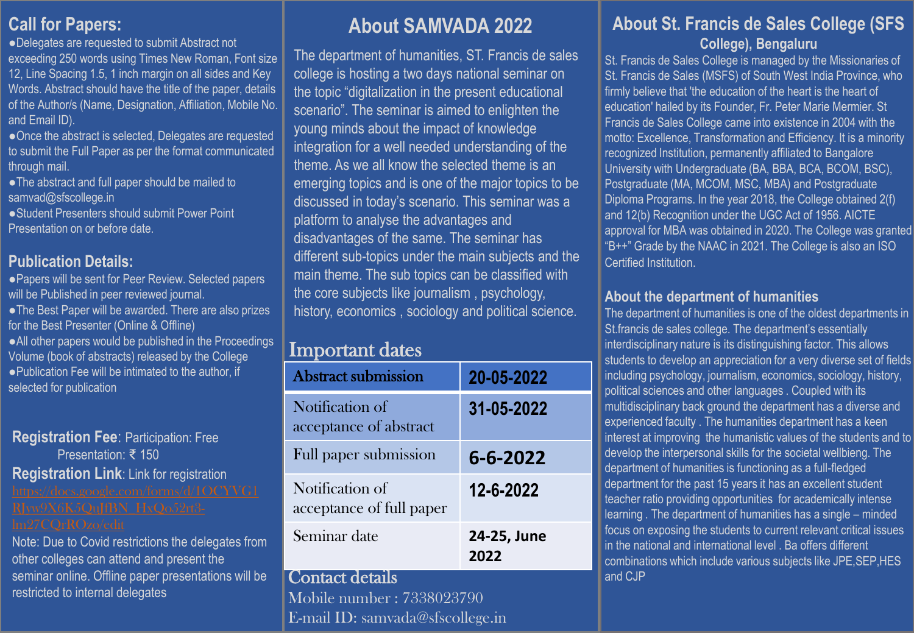## Call for Papers:

- Delegates are requested to submit Abstract not exceeding 250 words using Times New Roman, Font size 12, Line Spacing 1.5, 1 inch margin on all sides and Key Words. Abstract should have the title of the paper, details of the Author/s (Name, Designation, Affiliation, Mobile No. and Email ID).
- Once the abstract is selected, Delegates are requested to submit the Full Paper as per the format communicated through mail.
- The abstract and full paper should be mailed to samvad@sfscollege.in
- Student Presenters should submit Power Point Presentation on or before date.

## Publication Details:

- Papers will be sent for Peer Review. Selected papers will be Published in peer reviewed journal.
- The Best Paper will be awarded. There are also prizes for the Best Presenter (Online & Offline)
- All other papers would be published in the Proceedings Volume (book of abstracts) released by the College
- Publication Fee will be intimated to the author, if selected for publication

**Registration Fee**: Participation: Free
Presentation: ₹ 150

**Registration Link**: Link for registration
https://docs.google.com/forms/d/1OCYVG1RJyw9X6K5QuJfBN_HxQo52rt3-lm27CQrROzo/edit

Note: Due to Covid restrictions the delegates from other colleges can attend and present the seminar online. Offline paper presentations will be restricted to internal delegates

## About SAMVADA 2022

The department of humanities, ST. Francis de sales college is hosting a two days national seminar on the topic "digitalization in the present educational scenario". The seminar is aimed to enlighten the young minds about the impact of knowledge integration for a well needed understanding of the theme. As we all know the selected theme is an emerging topics and is one of the major topics to be discussed in today's scenario. This seminar was a platform to analyse the advantages and disadvantages of the same. The seminar has different sub-topics under the main subjects and the main theme. The sub topics can be classified with the core subjects like journalism , psychology, history, economics , sociology and political science.

## Important dates

| Abstract submission | 20-05-2022 |
|---|---|
| Notification of acceptance of abstract | 31-05-2022 |
| Full paper submission | 6-6-2022 |
| Notification of acceptance of full paper | 12-6-2022 |
| Seminar date | 24-25, June 2022 |

## Contact details

Mobile number : 7338023790
E-mail ID: samvada@sfscollege.in

## About St. Francis de Sales College (SFS College), Bengaluru

St. Francis de Sales College is managed by the Missionaries of St. Francis de Sales (MSFS) of South West India Province, who firmly believe that 'the education of the heart is the heart of education' hailed by its Founder, Fr. Peter Marie Mermier. St Francis de Sales College came into existence in 2004 with the motto: Excellence, Transformation and Efficiency. It is a minority recognized Institution, permanently affiliated to Bangalore University with Undergraduate (BA, BBA, BCA, BCOM, BSC), Postgraduate (MA, MCOM, MSC, MBA) and Postgraduate Diploma Programs. In the year 2018, the College obtained 2(f) and 12(b) Recognition under the UGC Act of 1956. AICTE approval for MBA was obtained in 2020. The College was granted "B++" Grade by the NAAC in 2021. The College is also an ISO Certified Institution.

### About the department of humanities

The department of humanities is one of the oldest departments in St.francis de sales college. The department's essentially interdisciplinary nature is its distinguishing factor. This allows students to develop an appreciation for a very diverse set of fields including psychology, journalism, economics, sociology, history, political sciences and other languages . Coupled with its multidisciplinary back ground the department has a diverse and experienced faculty . The humanities department has a keen interest at improving the humanistic values of the students and to develop the interpersonal skills for the societal wellbieng. The department of humanities is functioning as a full-fledged department for the past 15 years it has an excellent student teacher ratio providing opportunities for academically intense learning . The department of humanities has a single – minded focus on exposing the students to current relevant critical issues in the national and international level . Ba offers different combinations which include various subjects like JPE,SEP,HES and CJP